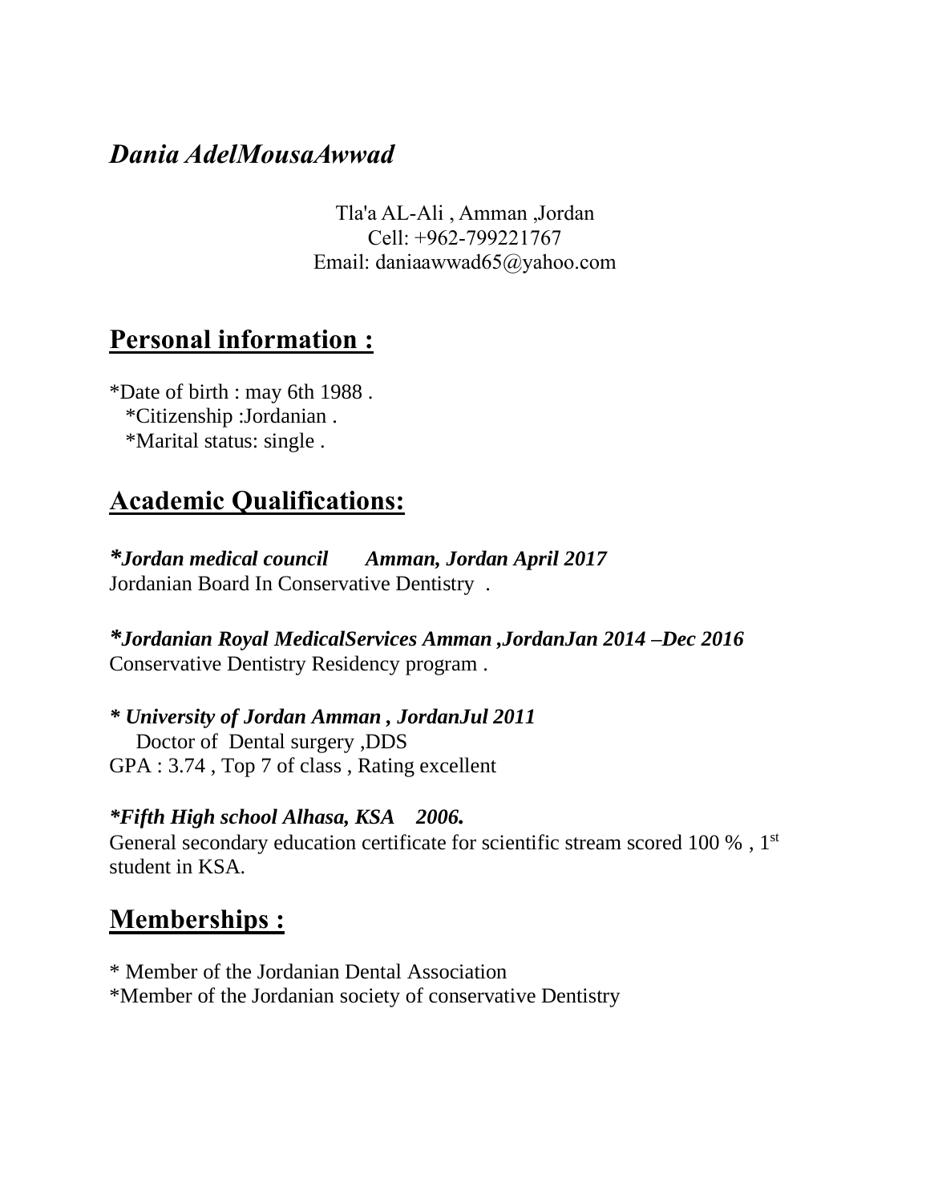# *Dania AdelMousaAwwad*

Tla'a AL-Ali , Amman ,Jordan
Cell: +962-799221767
Email: daniaawwad65@yahoo.com

## Personal information :

*Date of birth : may 6th 1988 .
*Citizenship :Jordanian .
*Marital status: single .

## Academic Qualifications:

***Jordan medical council Amman, Jordan April 2017***
Jordanian Board In Conservative Dentistry .

***Jordanian Royal MedicalServices Amman ,JordanJan 2014 –Dec 2016***
Conservative Dentistry Residency program .

***\* University of Jordan Amman , JordanJul 2011***
Doctor of Dental surgery ,DDS
GPA : 3.74 , Top 7 of class , Rating excellent

***Fifth High school Alhasa, KSA 2006.***
General secondary education certificate for scientific stream scored 100 % , 1st student in KSA.

## Memberships :

* Member of the Jordanian Dental Association
*Member of the Jordanian society of conservative Dentistry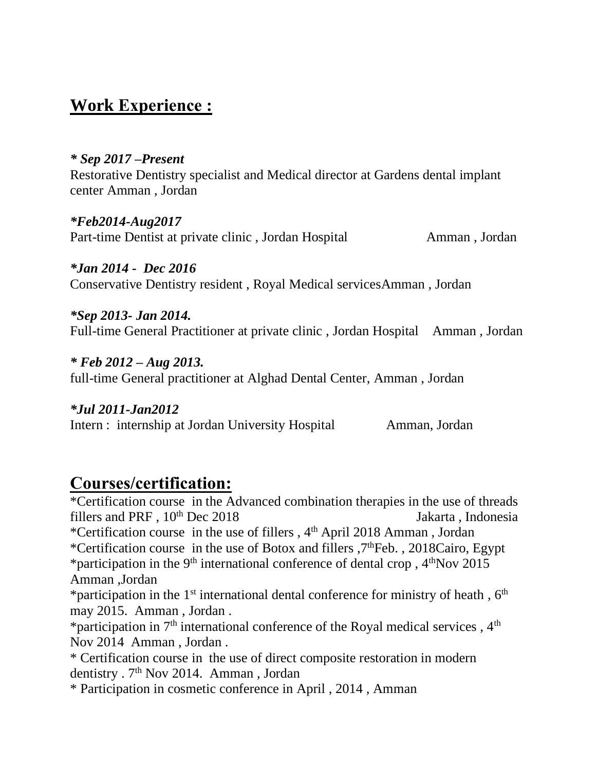## Work Experience :

***\* Sep 2017 –Present***
Restorative Dentistry specialist and Medical director at Gardens dental implant center Amman , Jordan

***\*Feb2014-Aug2017***
Part-time Dentist at private clinic , Jordan Hospital Amman , Jordan

***\*Jan 2014 - Dec 2016***
Conservative Dentistry resident , Royal Medical servicesAmman , Jordan

***\*Sep 2013- Jan 2014.***
Full-time General Practitioner at private clinic , Jordan Hospital Amman , Jordan

***\* Feb 2012 – Aug 2013.***
full-time General practitioner at Alghad Dental Center, Amman , Jordan

***\*Jul 2011-Jan2012***
Intern : internship at Jordan University Hospital Amman, Jordan

## Courses/certification:

*Certification course in the Advanced combination therapies in the use of threads fillers and PRF , 10th Dec 2018 Jakarta , Indonesia
*Certification course in the use of fillers , 4th April 2018 Amman , Jordan
*Certification course in the use of Botox and fillers ,7thFeb. , 2018Cairo, Egypt
*participation in the 9th international conference of dental crop , 4thNov 2015 Amman ,Jordan
*participation in the 1st international dental conference for ministry of heath , 6th may 2015. Amman , Jordan .
*participation in 7th international conference of the Royal medical services , 4th Nov 2014 Amman , Jordan .
* Certification course in the use of direct composite restoration in modern dentistry . 7th Nov 2014. Amman , Jordan
* Participation in cosmetic conference in April , 2014 , Amman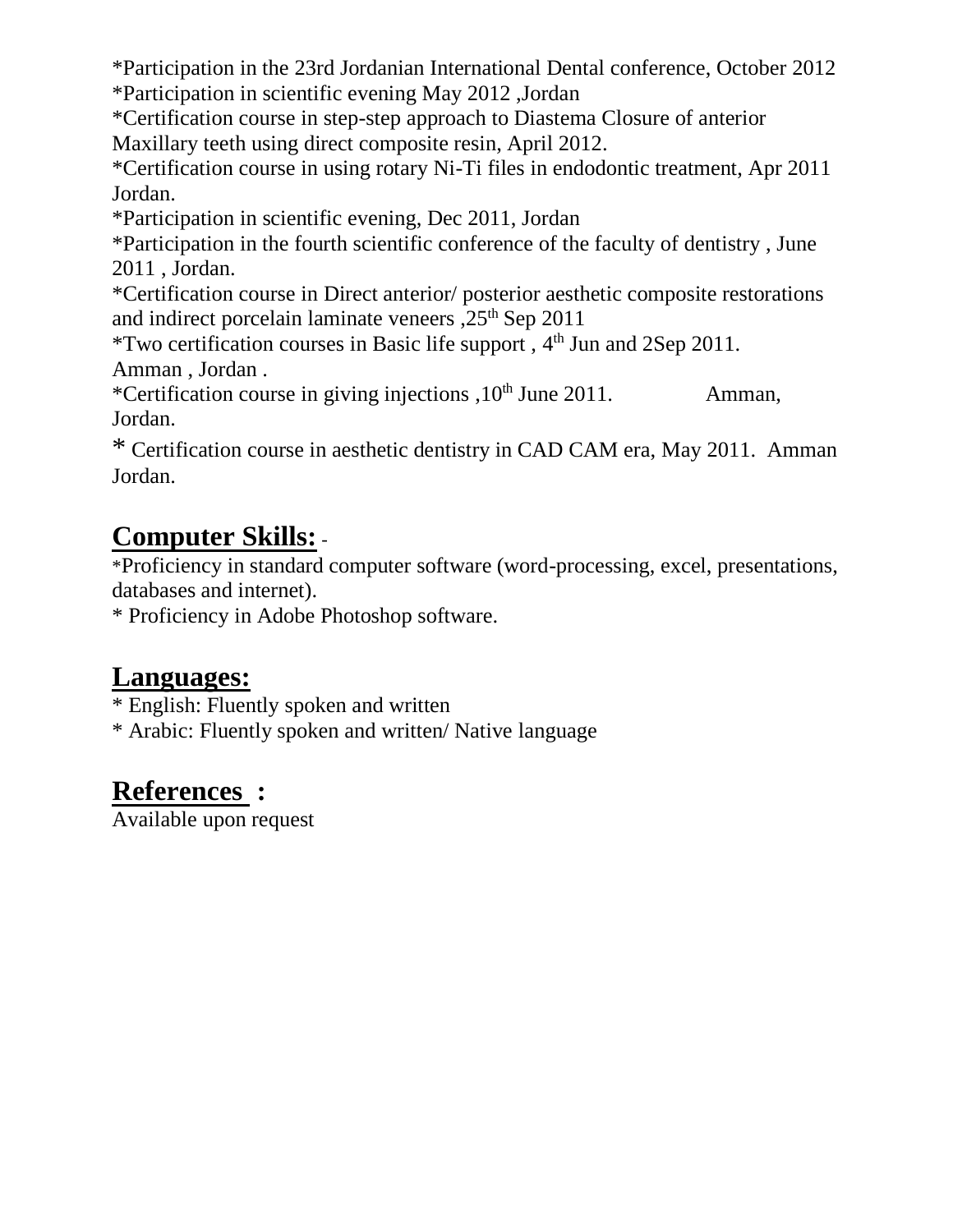*Participation in the 23rd Jordanian International Dental conference, October 2012
*Participation in scientific evening May 2012 ,Jordan
*Certification course in step-step approach to Diastema Closure of anterior Maxillary teeth using direct composite resin, April 2012.
*Certification course in using rotary Ni-Ti files in endodontic treatment, Apr 2011 Jordan.
*Participation in scientific evening, Dec 2011, Jordan
*Participation in the fourth scientific conference of the faculty of dentistry , June 2011 , Jordan.
*Certification course in Direct anterior/ posterior aesthetic composite restorations and indirect porcelain laminate veneers ,25th Sep 2011
*Two certification courses in Basic life support , 4th Jun and 2Sep 2011. Amman , Jordan .
*Certification course in giving injections ,10th June 2011. Amman, Jordan.
* Certification course in aesthetic dentistry in CAD CAM era, May 2011. Amman Jordan.

## Computer Skills: -

*Proficiency in standard computer software (word-processing, excel, presentations, databases and internet).
* Proficiency in Adobe Photoshop software.

## Languages:

* English: Fluently spoken and written
* Arabic: Fluently spoken and written/ Native language

## References :

Available upon request